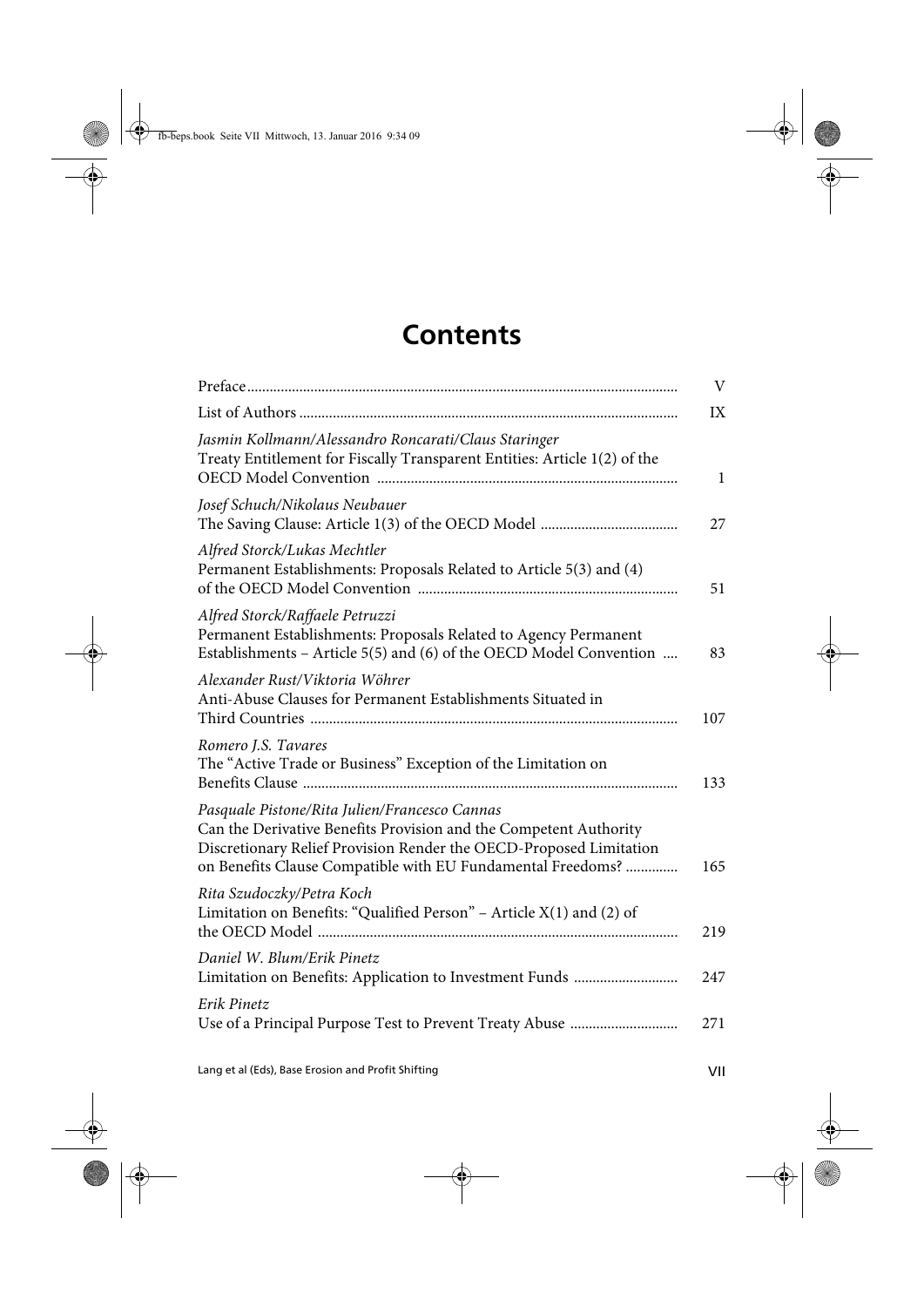# Contents

| | |
|---|---|
| Preface | V |
| List of Authors | IX |
| *Jasmin Kollmann/Alessandro Roncarati/Claus Staringer*<br>Treaty Entitlement for Fiscally Transparent Entities: Article 1(2) of the OECD Model Convention | 1 |
| *Josef Schuch/Nikolaus Neubauer*<br>The Saving Clause: Article 1(3) of the OECD Model | 27 |
| *Alfred Storck/Lukas Mechtler*<br>Permanent Establishments: Proposals Related to Article 5(3) and (4) of the OECD Model Convention | 51 |
| *Alfred Storck/Raffaele Petruzzi*<br>Permanent Establishments: Proposals Related to Agency Permanent Establishments – Article 5(5) and (6) of the OECD Model Convention | 83 |
| *Alexander Rust/Viktoria Wöhrer*<br>Anti-Abuse Clauses for Permanent Establishments Situated in Third Countries | 107 |
| *Romero J.S. Tavares*<br>The "Active Trade or Business" Exception of the Limitation on Benefits Clause | 133 |
| *Pasquale Pistone/Rita Julien/Francesco Cannas*<br>Can the Derivative Benefits Provision and the Competent Authority Discretionary Relief Provision Render the OECD-Proposed Limitation on Benefits Clause Compatible with EU Fundamental Freedoms? | 165 |
| *Rita Szudoczky/Petra Koch*<br>Limitation on Benefits: "Qualified Person" – Article X(1) and (2) of the OECD Model | 219 |
| *Daniel W. Blum/Erik Pinetz*<br>Limitation on Benefits: Application to Investment Funds | 247 |
| *Erik Pinetz*<br>Use of a Principal Purpose Test to Prevent Treaty Abuse | 271 |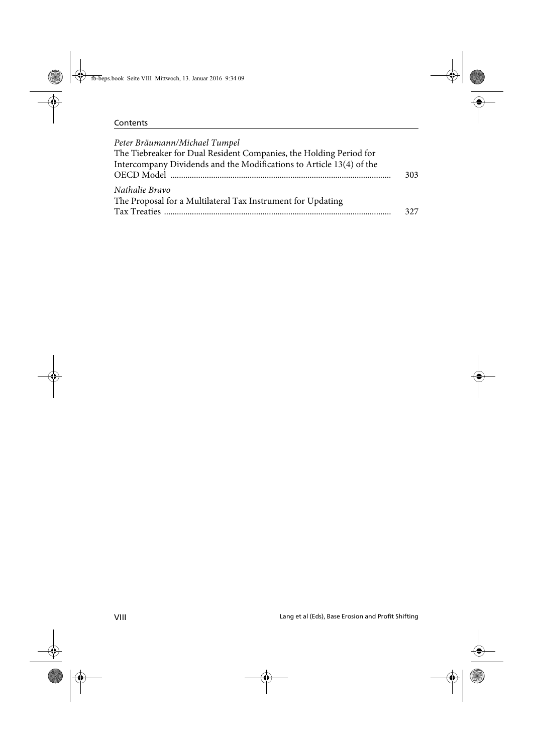*Peter Bräumann/Michael Tumpel*
The Tiebreaker for Dual Resident Companies, the Holding Period for Intercompany Dividends and the Modifications to Article 13(4) of the OECD Model ...................................................................................................... 303

*Nathalie Bravo*
The Proposal for a Multilateral Tax Instrument for Updating Tax Treaties ......................................................................................................... 327